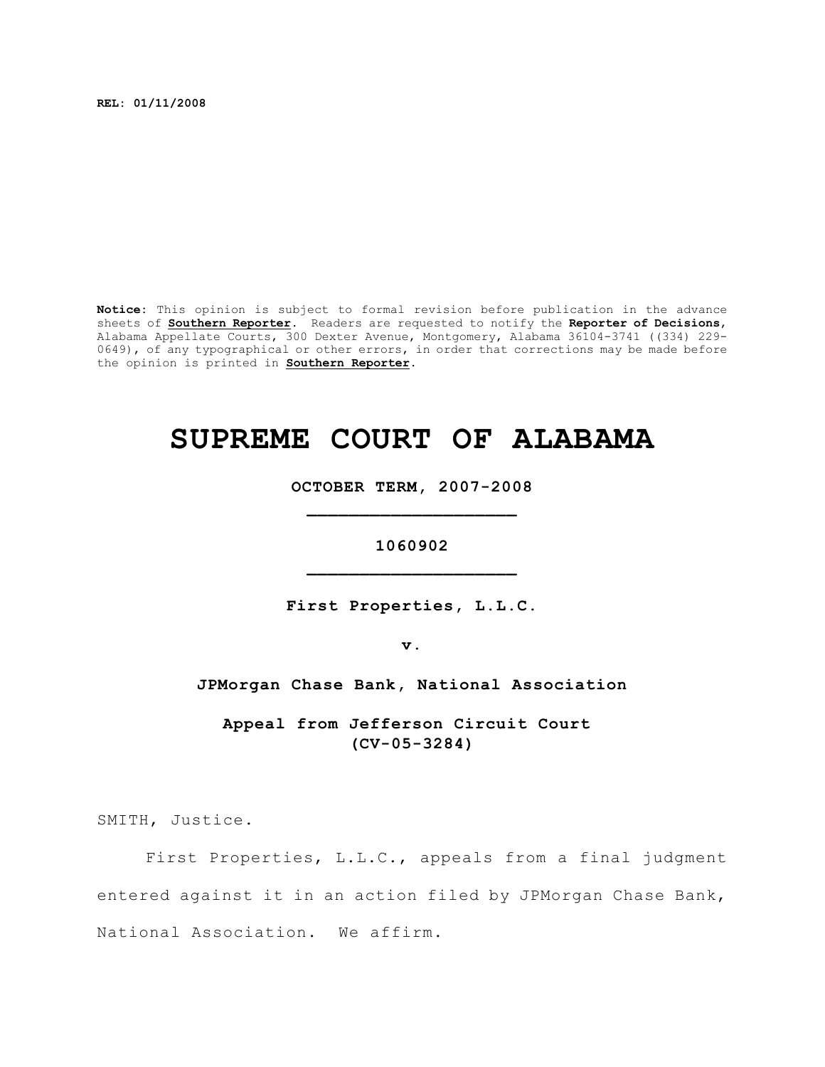**REL: 01/11/2008**

**Notice:** This opinion is subject to formal revision before publication in the advance sheets of **Southern Reporter**. Readers are requested to notify the **Reporter of Decisions**, Alabama Appellate Courts, 300 Dexter Avenue, Montgomery, Alabama 36104-3741 ((334) 229-0649), of any typographical or other errors, in order that corrections may be made before the opinion is printed in **Southern Reporter**.

# SUPREME COURT OF ALABAMA

**OCTOBER TERM, 2007-2008**

**1060902**

**First Properties, L.L.C.**

**v.**

**JPMorgan Chase Bank, National Association**

**Appeal from Jefferson Circuit Court**
**(CV-05-3284)**

SMITH, Justice.

First Properties, L.L.C., appeals from a final judgment entered against it in an action filed by JPMorgan Chase Bank, National Association. We affirm.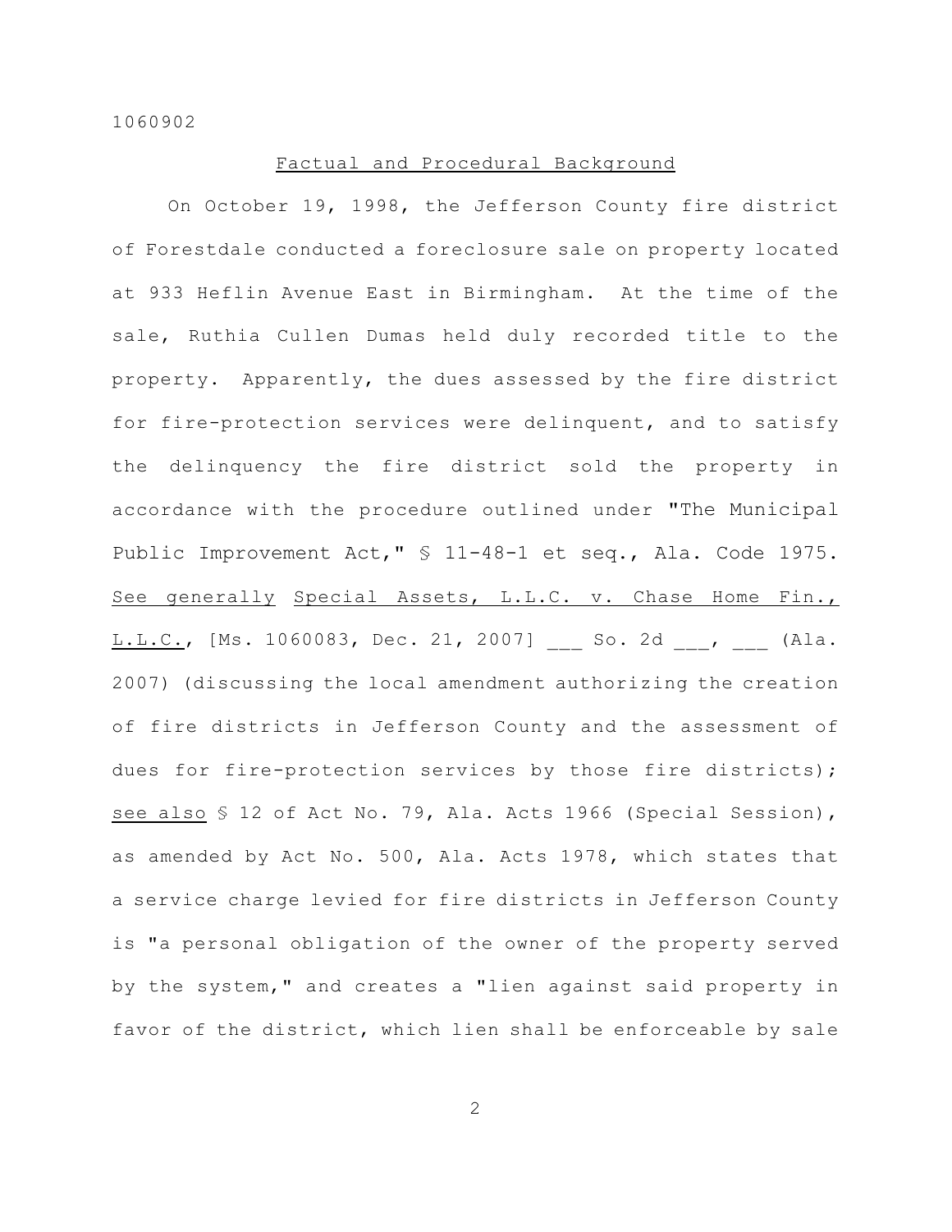## Factual and Procedural Background

On October 19, 1998, the Jefferson County fire district of Forestdale conducted a foreclosure sale on property located at 933 Heflin Avenue East in Birmingham. At the time of the sale, Ruthia Cullen Dumas held duly recorded title to the property. Apparently, the dues assessed by the fire district for fire-protection services were delinquent, and to satisfy the delinquency the fire district sold the property in accordance with the procedure outlined under "The Municipal Public Improvement Act," § 11-48-1 et seq., Ala. Code 1975. See generally Special Assets, L.L.C. v. Chase Home Fin., L.L.C., [Ms. 1060083, Dec. 21, 2007] ___ So. 2d ___, ___ (Ala. 2007) (discussing the local amendment authorizing the creation of fire districts in Jefferson County and the assessment of dues for fire-protection services by those fire districts); see also § 12 of Act No. 79, Ala. Acts 1966 (Special Session), as amended by Act No. 500, Ala. Acts 1978, which states that a service charge levied for fire districts in Jefferson County is "a personal obligation of the owner of the property served by the system," and creates a "lien against said property in favor of the district, which lien shall be enforceable by sale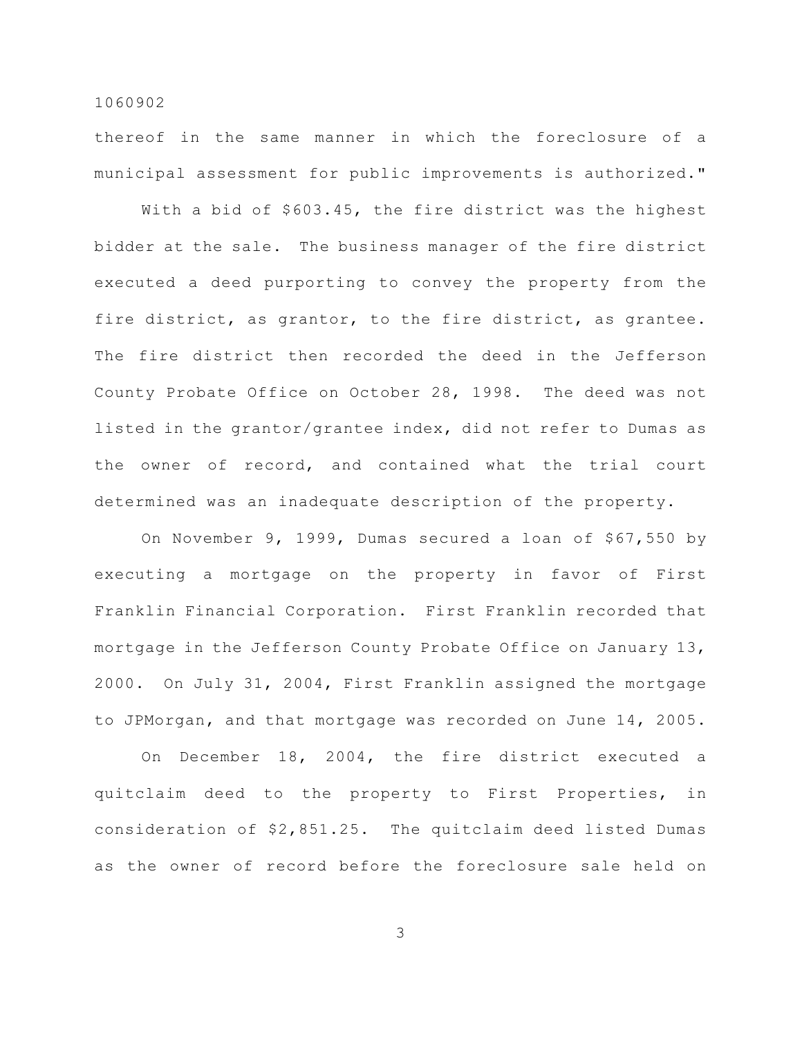thereof in the same manner in which the foreclosure of a municipal assessment for public improvements is authorized."

With a bid of $603.45, the fire district was the highest bidder at the sale. The business manager of the fire district executed a deed purporting to convey the property from the fire district, as grantor, to the fire district, as grantee. The fire district then recorded the deed in the Jefferson County Probate Office on October 28, 1998. The deed was not listed in the grantor/grantee index, did not refer to Dumas as the owner of record, and contained what the trial court determined was an inadequate description of the property.

On November 9, 1999, Dumas secured a loan of $67,550 by executing a mortgage on the property in favor of First Franklin Financial Corporation. First Franklin recorded that mortgage in the Jefferson County Probate Office on January 13, 2000. On July 31, 2004, First Franklin assigned the mortgage to JPMorgan, and that mortgage was recorded on June 14, 2005.

On December 18, 2004, the fire district executed a quitclaim deed to the property to First Properties, in consideration of $2,851.25. The quitclaim deed listed Dumas as the owner of record before the foreclosure sale held on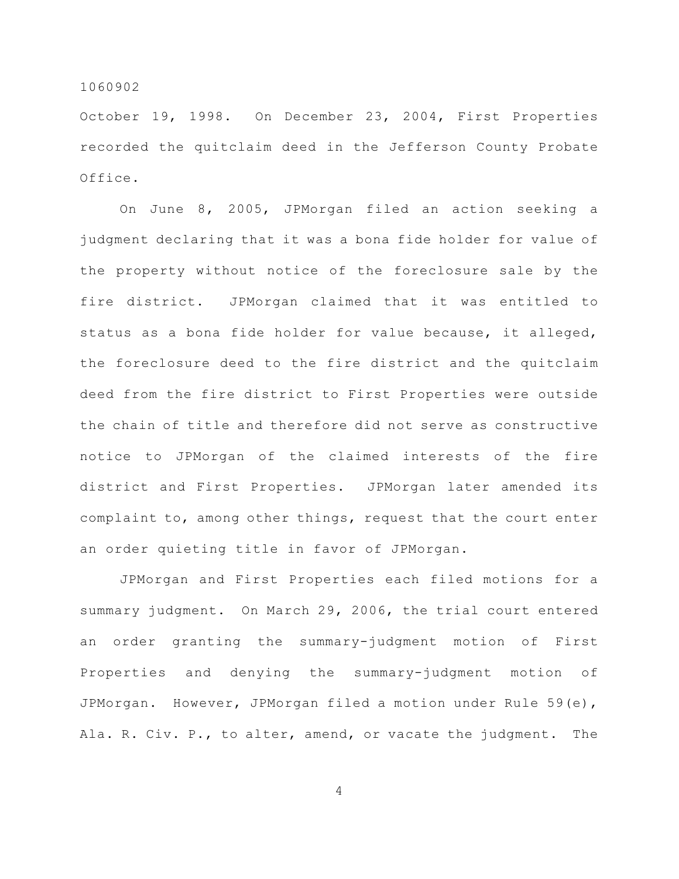October 19, 1998. On December 23, 2004, First Properties recorded the quitclaim deed in the Jefferson County Probate Office.

On June 8, 2005, JPMorgan filed an action seeking a judgment declaring that it was a bona fide holder for value of the property without notice of the foreclosure sale by the fire district. JPMorgan claimed that it was entitled to status as a bona fide holder for value because, it alleged, the foreclosure deed to the fire district and the quitclaim deed from the fire district to First Properties were outside the chain of title and therefore did not serve as constructive notice to JPMorgan of the claimed interests of the fire district and First Properties. JPMorgan later amended its complaint to, among other things, request that the court enter an order quieting title in favor of JPMorgan.

JPMorgan and First Properties each filed motions for a summary judgment. On March 29, 2006, the trial court entered an order granting the summary-judgment motion of First Properties and denying the summary-judgment motion of JPMorgan. However, JPMorgan filed a motion under Rule 59(e), Ala. R. Civ. P., to alter, amend, or vacate the judgment. The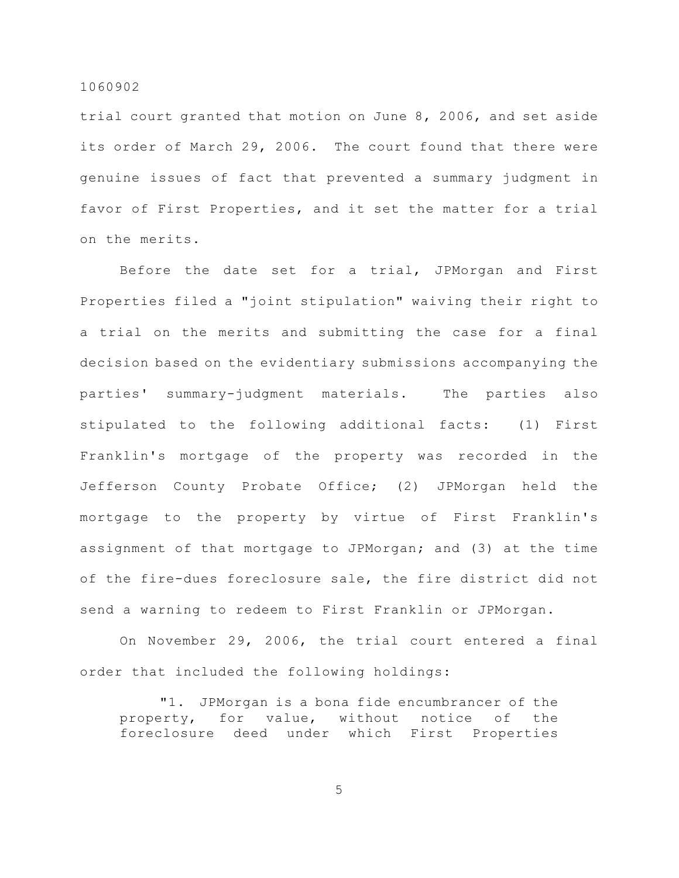trial court granted that motion on June 8, 2006, and set aside its order of March 29, 2006. The court found that there were genuine issues of fact that prevented a summary judgment in favor of First Properties, and it set the matter for a trial on the merits.

Before the date set for a trial, JPMorgan and First Properties filed a "joint stipulation" waiving their right to a trial on the merits and submitting the case for a final decision based on the evidentiary submissions accompanying the parties' summary-judgment materials. The parties also stipulated to the following additional facts: (1) First Franklin's mortgage of the property was recorded in the Jefferson County Probate Office; (2) JPMorgan held the mortgage to the property by virtue of First Franklin's assignment of that mortgage to JPMorgan; and (3) at the time of the fire-dues foreclosure sale, the fire district did not send a warning to redeem to First Franklin or JPMorgan.

On November 29, 2006, the trial court entered a final order that included the following holdings:

> "1. JPMorgan is a bona fide encumbrancer of the property, for value, without notice of the foreclosure deed under which First Properties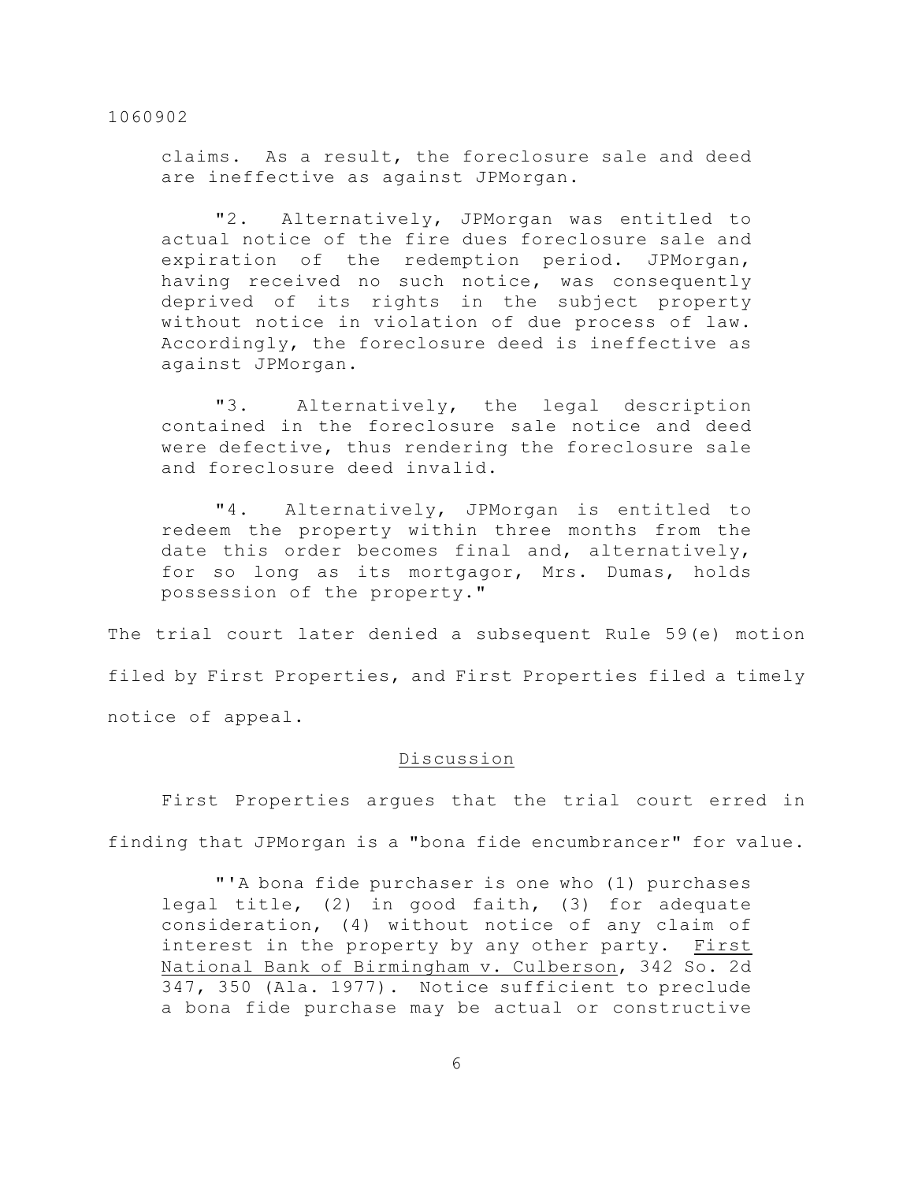claims. As a result, the foreclosure sale and deed are ineffective as against JPMorgan.

"2. Alternatively, JPMorgan was entitled to actual notice of the fire dues foreclosure sale and expiration of the redemption period. JPMorgan, having received no such notice, was consequently deprived of its rights in the subject property without notice in violation of due process of law. Accordingly, the foreclosure deed is ineffective as against JPMorgan.

"3. Alternatively, the legal description contained in the foreclosure sale notice and deed were defective, thus rendering the foreclosure sale and foreclosure deed invalid.

"4. Alternatively, JPMorgan is entitled to redeem the property within three months from the date this order becomes final and, alternatively, for so long as its mortgagor, Mrs. Dumas, holds possession of the property."

The trial court later denied a subsequent Rule 59(e) motion filed by First Properties, and First Properties filed a timely notice of appeal.

## Discussion

First Properties argues that the trial court erred in finding that JPMorgan is a "bona fide encumbrancer" for value.

> "'A bona fide purchaser is one who (1) purchases legal title, (2) in good faith, (3) for adequate consideration, (4) without notice of any claim of interest in the property by any other party. First National Bank of Birmingham v. Culberson, 342 So. 2d 347, 350 (Ala. 1977). Notice sufficient to preclude a bona fide purchase may be actual or constructive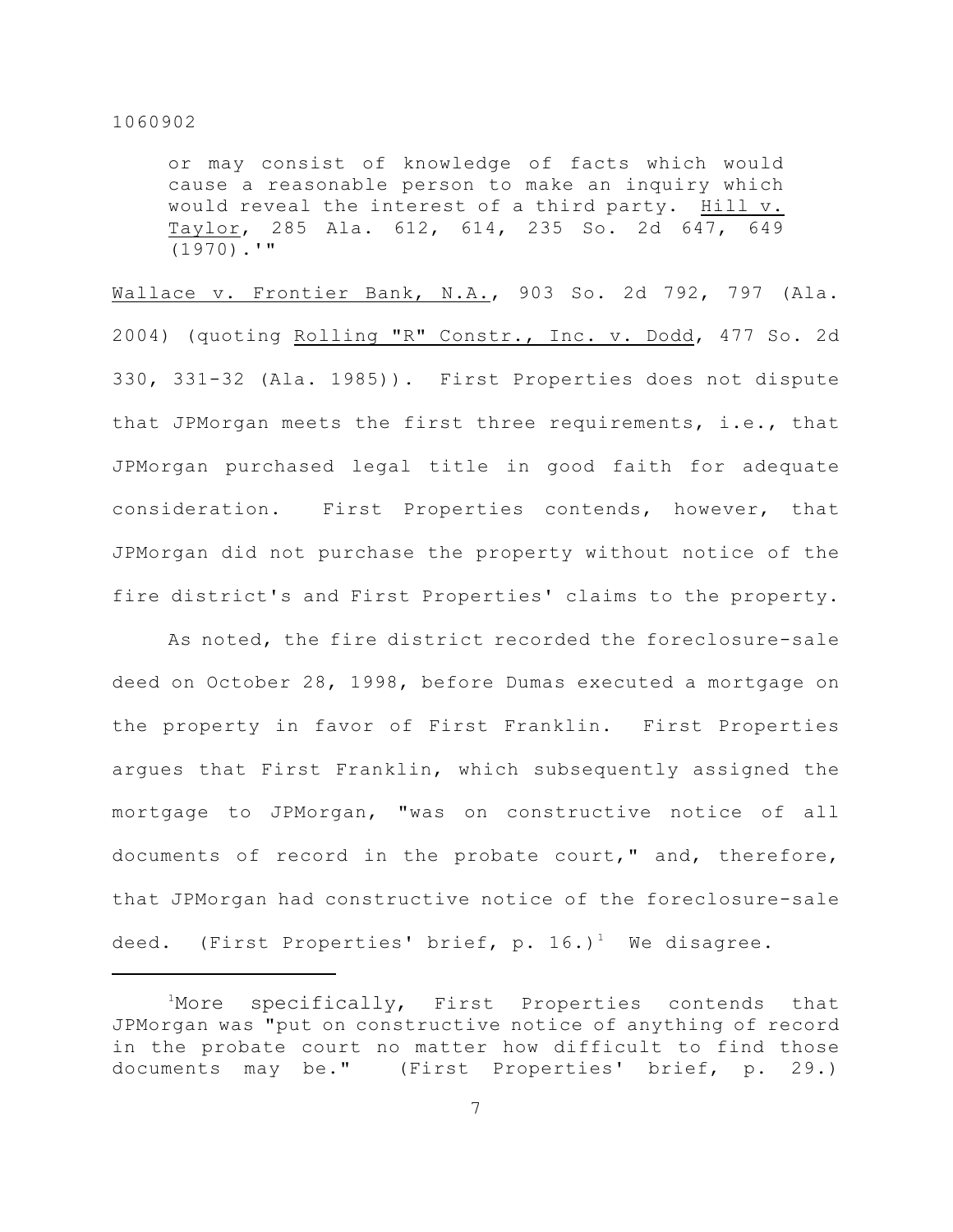> or may consist of knowledge of facts which would cause a reasonable person to make an inquiry which would reveal the interest of a third party. Hill v. Taylor, 285 Ala. 612, 614, 235 So. 2d 647, 649 (1970).'"

Wallace v. Frontier Bank, N.A., 903 So. 2d 792, 797 (Ala. 2004) (quoting Rolling "R" Constr., Inc. v. Dodd, 477 So. 2d 330, 331-32 (Ala. 1985)). First Properties does not dispute that JPMorgan meets the first three requirements, i.e., that JPMorgan purchased legal title in good faith for adequate consideration. First Properties contends, however, that JPMorgan did not purchase the property without notice of the fire district's and First Properties' claims to the property.

As noted, the fire district recorded the foreclosure-sale deed on October 28, 1998, before Dumas executed a mortgage on the property in favor of First Franklin. First Properties argues that First Franklin, which subsequently assigned the mortgage to JPMorgan, "was on constructive notice of all documents of record in the probate court," and, therefore, that JPMorgan had constructive notice of the foreclosure-sale deed. (First Properties' brief, p. 16.)[1] We disagree.

---

[1]More specifically, First Properties contends that JPMorgan was "put on constructive notice of anything of record in the probate court no matter how difficult to find those documents may be." (First Properties' brief, p. 29.)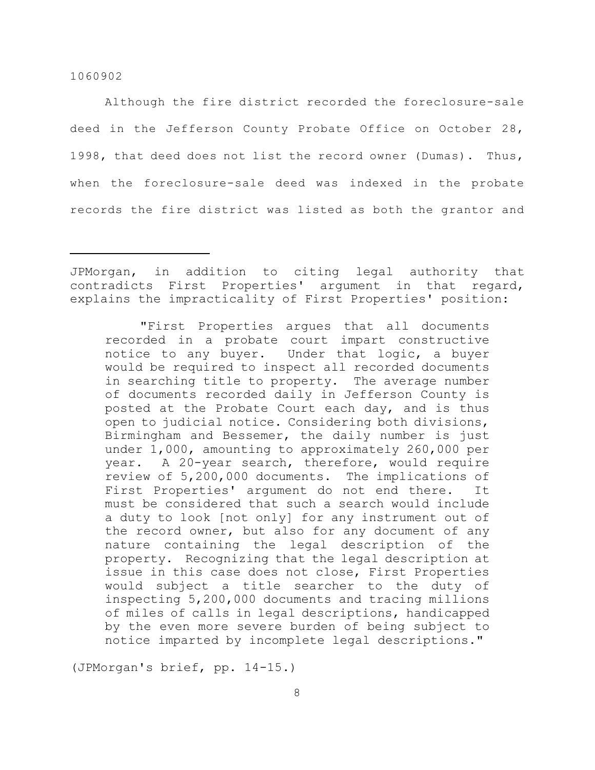Although the fire district recorded the foreclosure-sale deed in the Jefferson County Probate Office on October 28, 1998, that deed does not list the record owner (Dumas). Thus, when the foreclosure-sale deed was indexed in the probate records the fire district was listed as both the grantor and

---

JPMorgan, in addition to citing legal authority that contradicts First Properties' argument in that regard, explains the impracticality of First Properties' position:

> "First Properties argues that all documents recorded in a probate court impart constructive notice to any buyer. Under that logic, a buyer would be required to inspect all recorded documents in searching title to property. The average number of documents recorded daily in Jefferson County is posted at the Probate Court each day, and is thus open to judicial notice. Considering both divisions, Birmingham and Bessemer, the daily number is just under 1,000, amounting to approximately 260,000 per year. A 20-year search, therefore, would require review of 5,200,000 documents. The implications of First Properties' argument do not end there. It must be considered that such a search would include a duty to look [not only] for any instrument out of the record owner, but also for any document of any nature containing the legal description of the property. Recognizing that the legal description at issue in this case does not close, First Properties would subject a title searcher to the duty of inspecting 5,200,000 documents and tracing millions of miles of calls in legal descriptions, handicapped by the even more severe burden of being subject to notice imparted by incomplete legal descriptions."

(JPMorgan's brief, pp. 14-15.)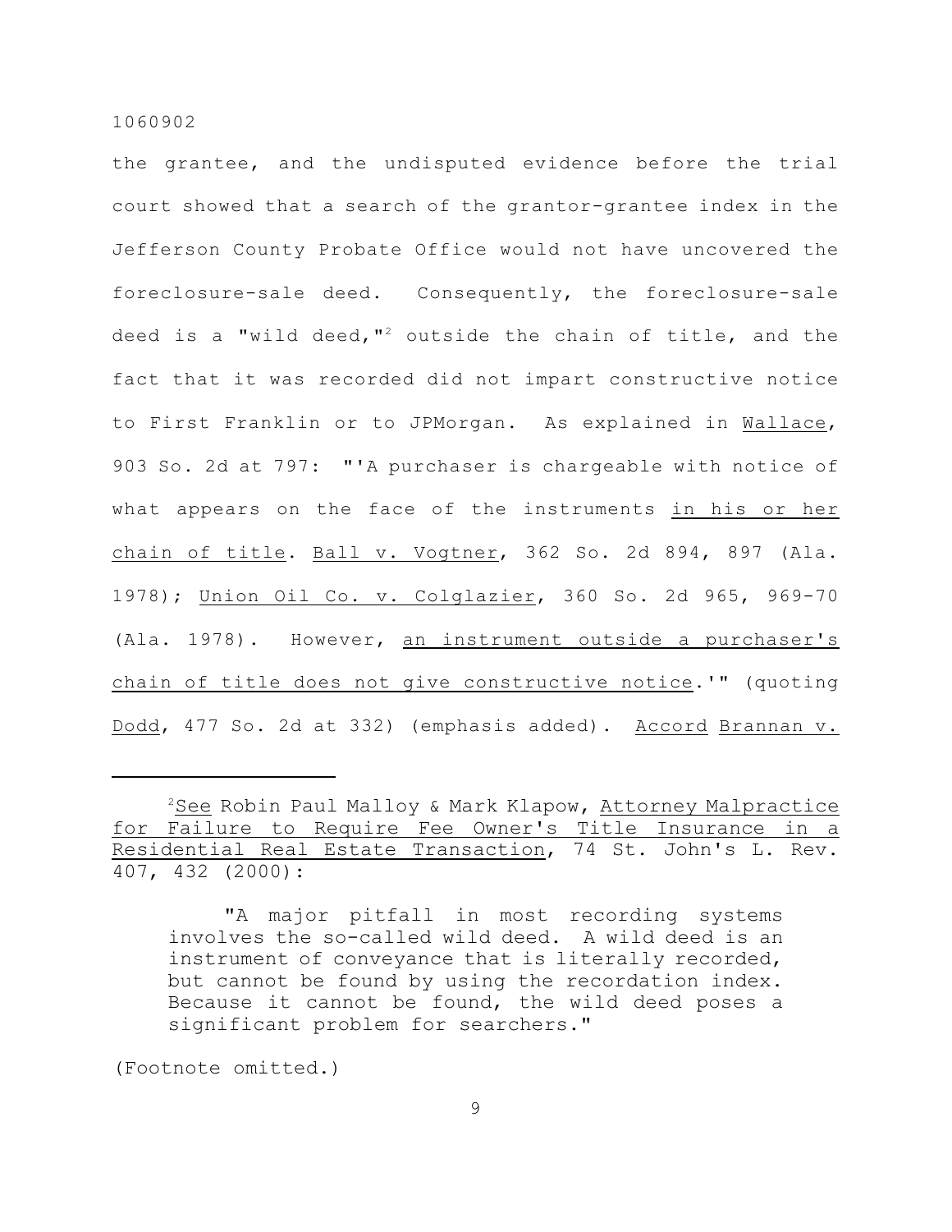the grantee, and the undisputed evidence before the trial court showed that a search of the grantor-grantee index in the Jefferson County Probate Office would not have uncovered the foreclosure-sale deed. Consequently, the foreclosure-sale deed is a "wild deed,"[2] outside the chain of title, and the fact that it was recorded did not impart constructive notice to First Franklin or to JPMorgan. As explained in Wallace, 903 So. 2d at 797: "'A purchaser is chargeable with notice of what appears on the face of the instruments in his or her chain of title. Ball v. Vogtner, 362 So. 2d 894, 897 (Ala. 1978); Union Oil Co. v. Colglazier, 360 So. 2d 965, 969-70 (Ala. 1978). However, an instrument outside a purchaser's chain of title does not give constructive notice.'" (quoting Dodd, 477 So. 2d at 332) (emphasis added). Accord Brannan v.

---

[2]See Robin Paul Malloy & Mark Klapow, Attorney Malpractice for Failure to Require Fee Owner's Title Insurance in a Residential Real Estate Transaction, 74 St. John's L. Rev. 407, 432 (2000):

> "A major pitfall in most recording systems involves the so-called wild deed. A wild deed is an instrument of conveyance that is literally recorded, but cannot be found by using the recordation index. Because it cannot be found, the wild deed poses a significant problem for searchers."

(Footnote omitted.)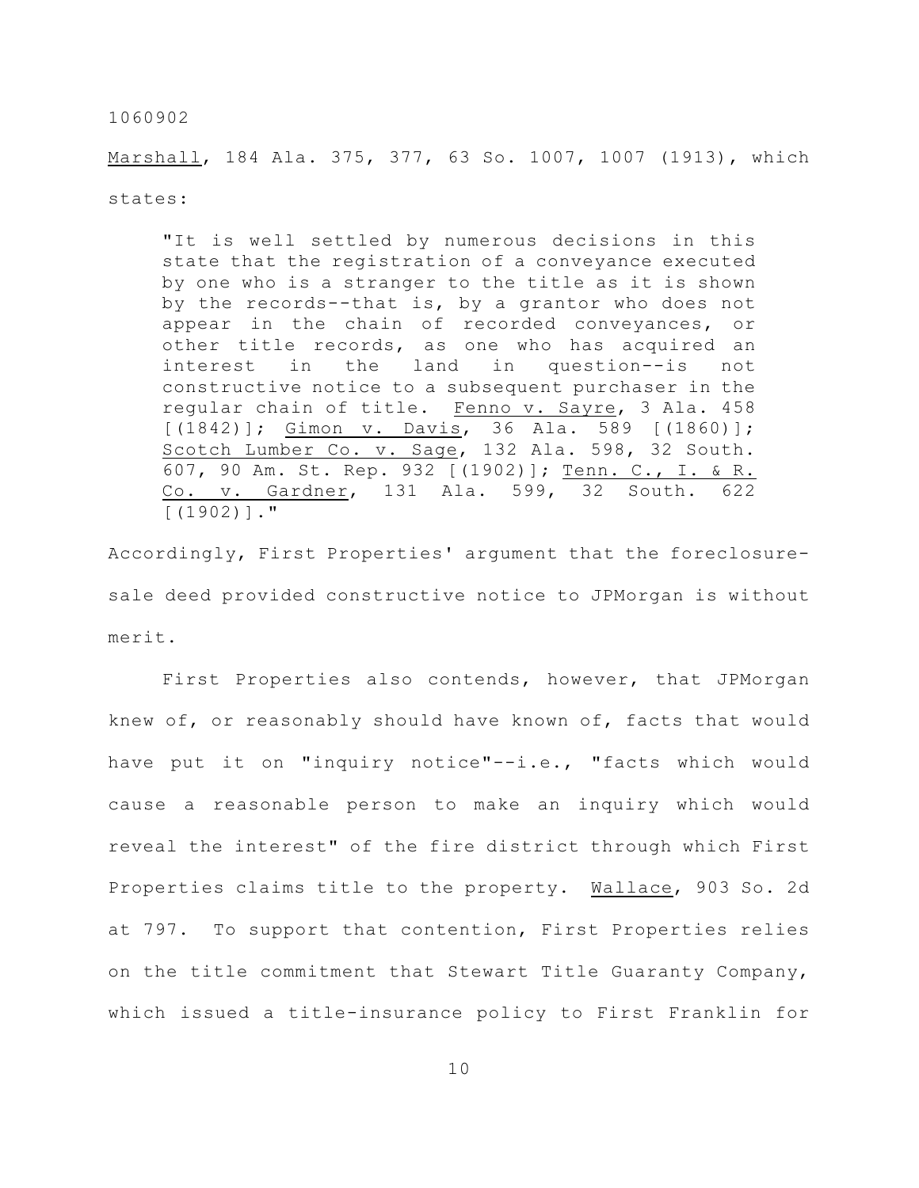Marshall, 184 Ala. 375, 377, 63 So. 1007, 1007 (1913), which states:

> "It is well settled by numerous decisions in this state that the registration of a conveyance executed by one who is a stranger to the title as it is shown by the records--that is, by a grantor who does not appear in the chain of recorded conveyances, or other title records, as one who has acquired an interest in the land in question--is not constructive notice to a subsequent purchaser in the regular chain of title. Fenno v. Sayre, 3 Ala. 458 [(1842)]; Gimon v. Davis, 36 Ala. 589 [(1860)]; Scotch Lumber Co. v. Sage, 132 Ala. 598, 32 South. 607, 90 Am. St. Rep. 932 [(1902)]; Tenn. C., I. & R. Co. v. Gardner, 131 Ala. 599, 32 South. 622 [(1902)]."

Accordingly, First Properties' argument that the foreclosure-sale deed provided constructive notice to JPMorgan is without merit.

First Properties also contends, however, that JPMorgan knew of, or reasonably should have known of, facts that would have put it on "inquiry notice"--i.e., "facts which would cause a reasonable person to make an inquiry which would reveal the interest" of the fire district through which First Properties claims title to the property. Wallace, 903 So. 2d at 797. To support that contention, First Properties relies on the title commitment that Stewart Title Guaranty Company, which issued a title-insurance policy to First Franklin for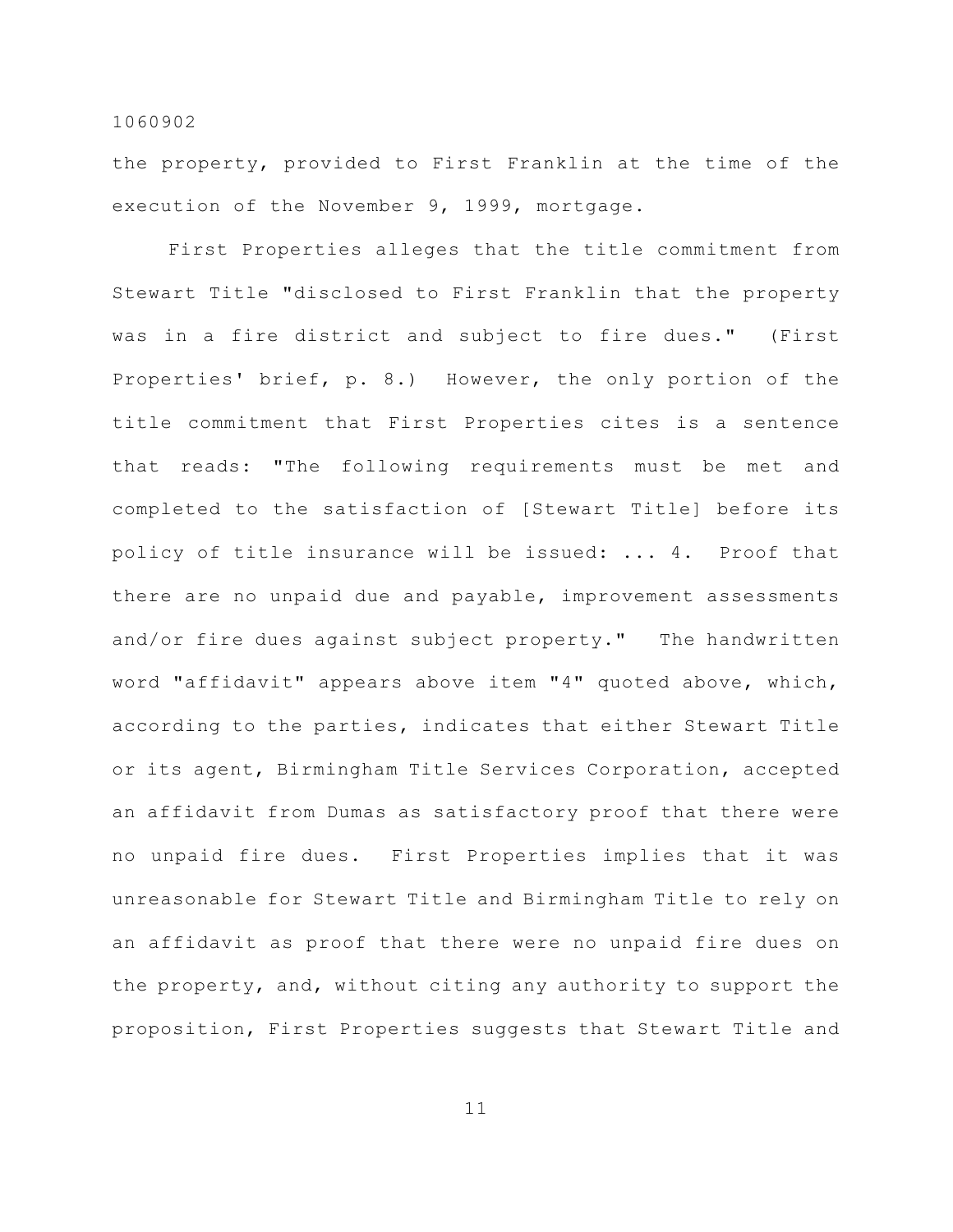the property, provided to First Franklin at the time of the execution of the November 9, 1999, mortgage.

First Properties alleges that the title commitment from Stewart Title "disclosed to First Franklin that the property was in a fire district and subject to fire dues." (First Properties' brief, p. 8.) However, the only portion of the title commitment that First Properties cites is a sentence that reads: "The following requirements must be met and completed to the satisfaction of [Stewart Title] before its policy of title insurance will be issued: ... 4. Proof that there are no unpaid due and payable, improvement assessments and/or fire dues against subject property." The handwritten word "affidavit" appears above item "4" quoted above, which, according to the parties, indicates that either Stewart Title or its agent, Birmingham Title Services Corporation, accepted an affidavit from Dumas as satisfactory proof that there were no unpaid fire dues. First Properties implies that it was unreasonable for Stewart Title and Birmingham Title to rely on an affidavit as proof that there were no unpaid fire dues on the property, and, without citing any authority to support the proposition, First Properties suggests that Stewart Title and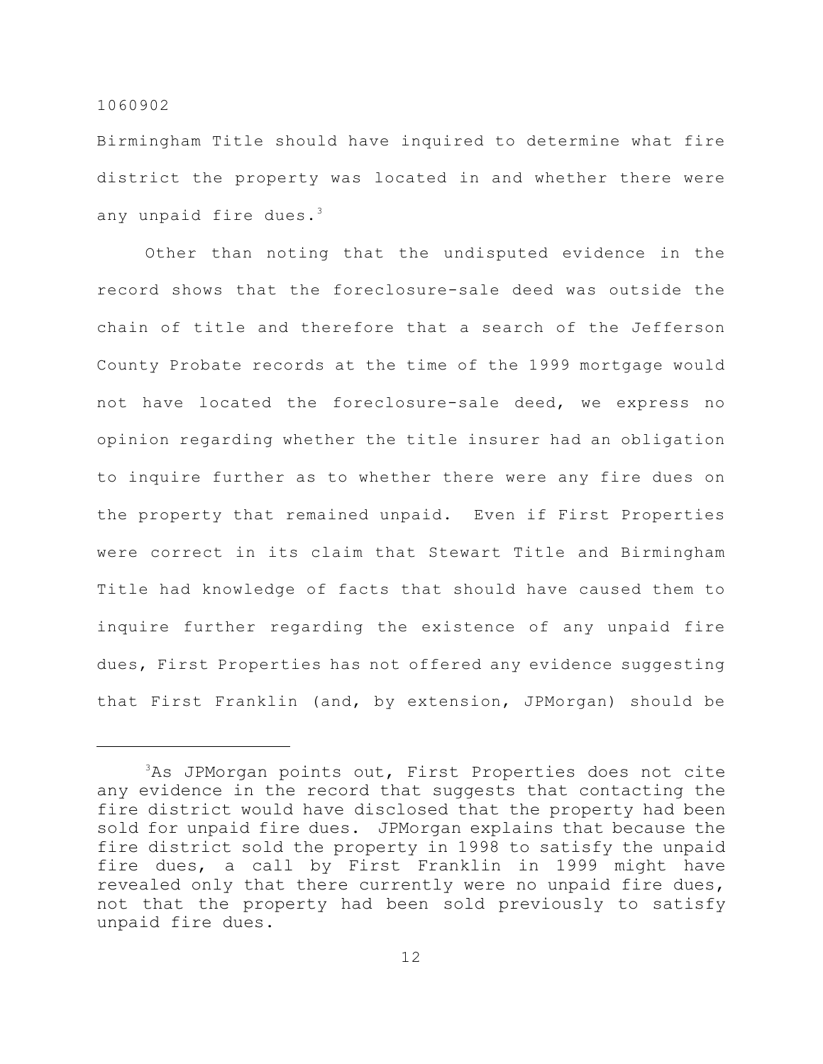Birmingham Title should have inquired to determine what fire district the property was located in and whether there were any unpaid fire dues.[3]

Other than noting that the undisputed evidence in the record shows that the foreclosure-sale deed was outside the chain of title and therefore that a search of the Jefferson County Probate records at the time of the 1999 mortgage would not have located the foreclosure-sale deed, we express no opinion regarding whether the title insurer had an obligation to inquire further as to whether there were any fire dues on the property that remained unpaid. Even if First Properties were correct in its claim that Stewart Title and Birmingham Title had knowledge of facts that should have caused them to inquire further regarding the existence of any unpaid fire dues, First Properties has not offered any evidence suggesting that First Franklin (and, by extension, JPMorgan) should be

---

[3]As JPMorgan points out, First Properties does not cite any evidence in the record that suggests that contacting the fire district would have disclosed that the property had been sold for unpaid fire dues. JPMorgan explains that because the fire district sold the property in 1998 to satisfy the unpaid fire dues, a call by First Franklin in 1999 might have revealed only that there currently were no unpaid fire dues, not that the property had been sold previously to satisfy unpaid fire dues.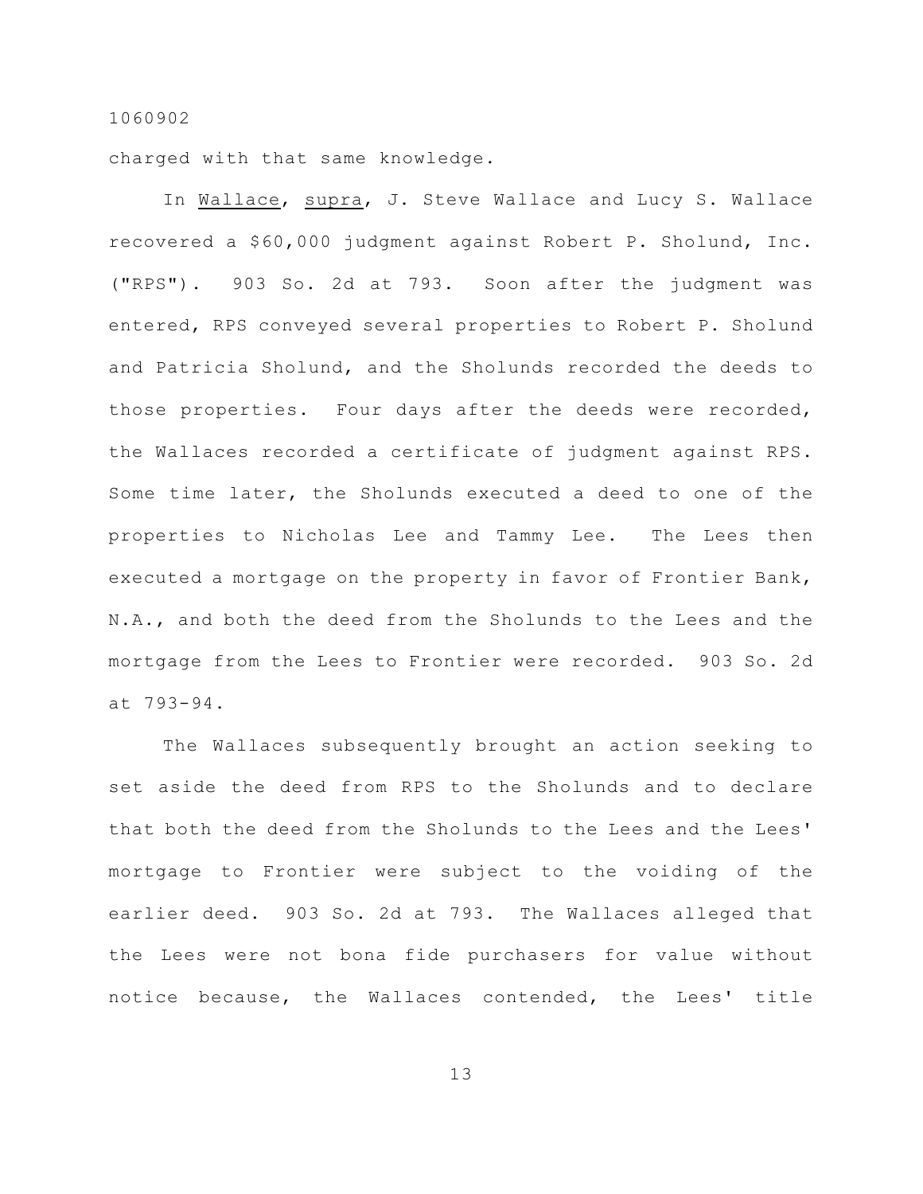charged with that same knowledge.

In Wallace, supra, J. Steve Wallace and Lucy S. Wallace recovered a $60,000 judgment against Robert P. Sholund, Inc. ("RPS"). 903 So. 2d at 793. Soon after the judgment was entered, RPS conveyed several properties to Robert P. Sholund and Patricia Sholund, and the Sholunds recorded the deeds to those properties. Four days after the deeds were recorded, the Wallaces recorded a certificate of judgment against RPS. Some time later, the Sholunds executed a deed to one of the properties to Nicholas Lee and Tammy Lee. The Lees then executed a mortgage on the property in favor of Frontier Bank, N.A., and both the deed from the Sholunds to the Lees and the mortgage from the Lees to Frontier were recorded. 903 So. 2d at 793-94.

The Wallaces subsequently brought an action seeking to set aside the deed from RPS to the Sholunds and to declare that both the deed from the Sholunds to the Lees and the Lees' mortgage to Frontier were subject to the voiding of the earlier deed. 903 So. 2d at 793. The Wallaces alleged that the Lees were not bona fide purchasers for value without notice because, the Wallaces contended, the Lees' title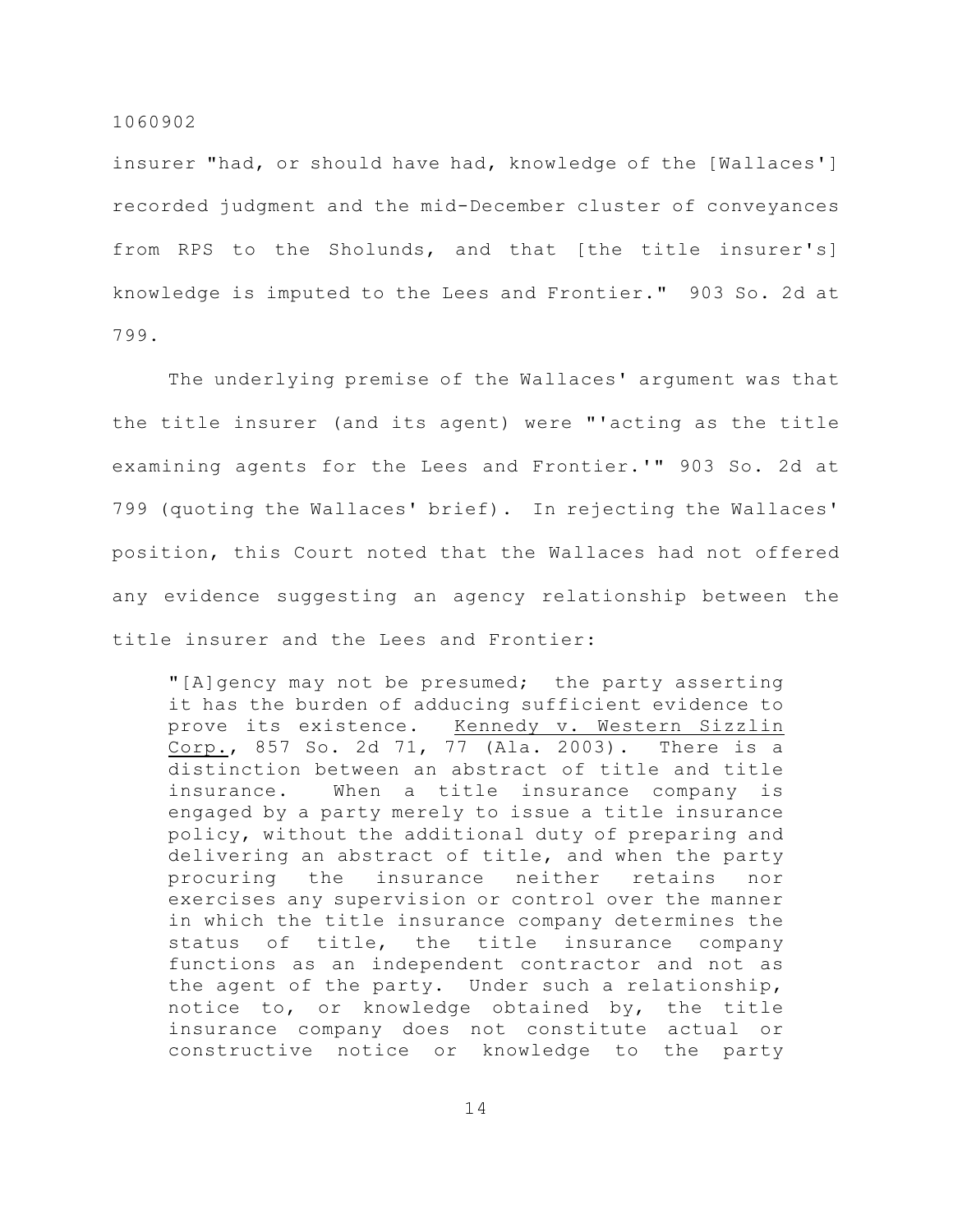insurer "had, or should have had, knowledge of the [Wallaces'] recorded judgment and the mid-December cluster of conveyances from RPS to the Sholunds, and that [the title insurer's] knowledge is imputed to the Lees and Frontier." 903 So. 2d at 799.

The underlying premise of the Wallaces' argument was that the title insurer (and its agent) were "'acting as the title examining agents for the Lees and Frontier.'" 903 So. 2d at 799 (quoting the Wallaces' brief). In rejecting the Wallaces' position, this Court noted that the Wallaces had not offered any evidence suggesting an agency relationship between the title insurer and the Lees and Frontier:

> "[A]gency may not be presumed; the party asserting it has the burden of adducing sufficient evidence to prove its existence. Kennedy v. Western Sizzlin Corp., 857 So. 2d 71, 77 (Ala. 2003). There is a distinction between an abstract of title and title insurance. When a title insurance company is engaged by a party merely to issue a title insurance policy, without the additional duty of preparing and delivering an abstract of title, and when the party procuring the insurance neither retains nor exercises any supervision or control over the manner in which the title insurance company determines the status of title, the title insurance company functions as an independent contractor and not as the agent of the party. Under such a relationship, notice to, or knowledge obtained by, the title insurance company does not constitute actual or constructive notice or knowledge to the party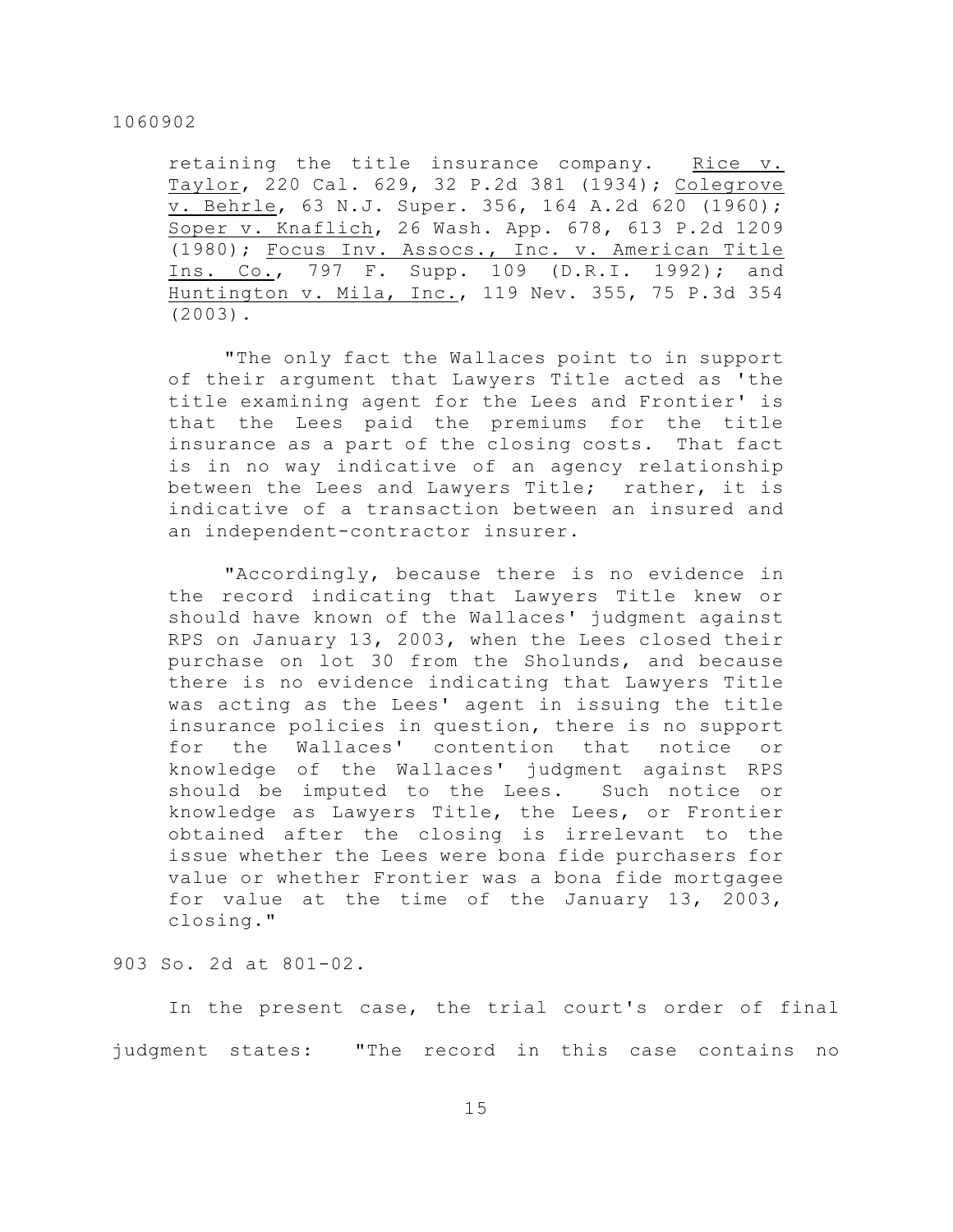retaining the title insurance company. Rice v. Taylor, 220 Cal. 629, 32 P.2d 381 (1934); Colegrove v. Behrle, 63 N.J. Super. 356, 164 A.2d 620 (1960); Soper v. Knaflich, 26 Wash. App. 678, 613 P.2d 1209 (1980); Focus Inv. Assocs., Inc. v. American Title Ins. Co., 797 F. Supp. 109 (D.R.I. 1992); and Huntington v. Mila, Inc., 119 Nev. 355, 75 P.3d 354 (2003).

> "The only fact the Wallaces point to in support of their argument that Lawyers Title acted as 'the title examining agent for the Lees and Frontier' is that the Lees paid the premiums for the title insurance as a part of the closing costs. That fact is in no way indicative of an agency relationship between the Lees and Lawyers Title; rather, it is indicative of a transaction between an insured and an independent-contractor insurer.
>
> "Accordingly, because there is no evidence in the record indicating that Lawyers Title knew or should have known of the Wallaces' judgment against RPS on January 13, 2003, when the Lees closed their purchase on lot 30 from the Sholunds, and because there is no evidence indicating that Lawyers Title was acting as the Lees' agent in issuing the title insurance policies in question, there is no support for the Wallaces' contention that notice or knowledge of the Wallaces' judgment against RPS should be imputed to the Lees. Such notice or knowledge as Lawyers Title, the Lees, or Frontier obtained after the closing is irrelevant to the issue whether the Lees were bona fide purchasers for value or whether Frontier was a bona fide mortgagee for value at the time of the January 13, 2003, closing."

903 So. 2d at 801-02.

In the present case, the trial court's order of final judgment states: "The record in this case contains no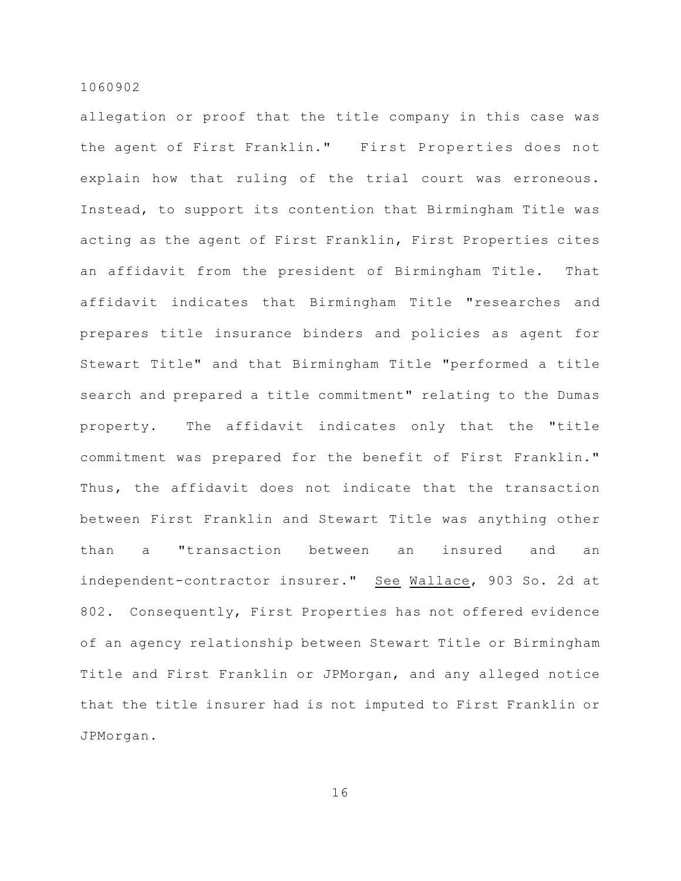allegation or proof that the title company in this case was the agent of First Franklin." First Properties does not explain how that ruling of the trial court was erroneous. Instead, to support its contention that Birmingham Title was acting as the agent of First Franklin, First Properties cites an affidavit from the president of Birmingham Title. That affidavit indicates that Birmingham Title "researches and prepares title insurance binders and policies as agent for Stewart Title" and that Birmingham Title "performed a title search and prepared a title commitment" relating to the Dumas property. The affidavit indicates only that the "title commitment was prepared for the benefit of First Franklin." Thus, the affidavit does not indicate that the transaction between First Franklin and Stewart Title was anything other than a "transaction between an insured and an independent-contractor insurer." See Wallace, 903 So. 2d at 802. Consequently, First Properties has not offered evidence of an agency relationship between Stewart Title or Birmingham Title and First Franklin or JPMorgan, and any alleged notice that the title insurer had is not imputed to First Franklin or JPMorgan.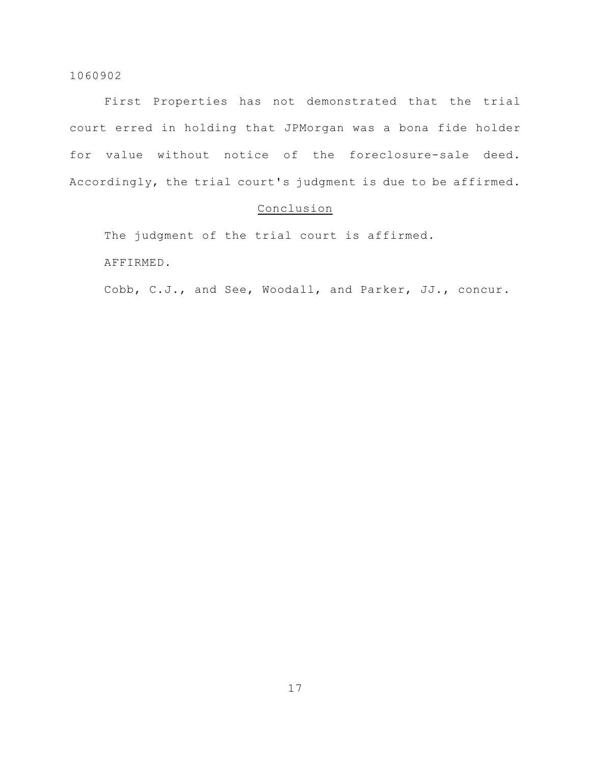First Properties has not demonstrated that the trial court erred in holding that JPMorgan was a bona fide holder for value without notice of the foreclosure-sale deed. Accordingly, the trial court's judgment is due to be affirmed.

## Conclusion

The judgment of the trial court is affirmed.

AFFIRMED.

Cobb, C.J., and See, Woodall, and Parker, JJ., concur.